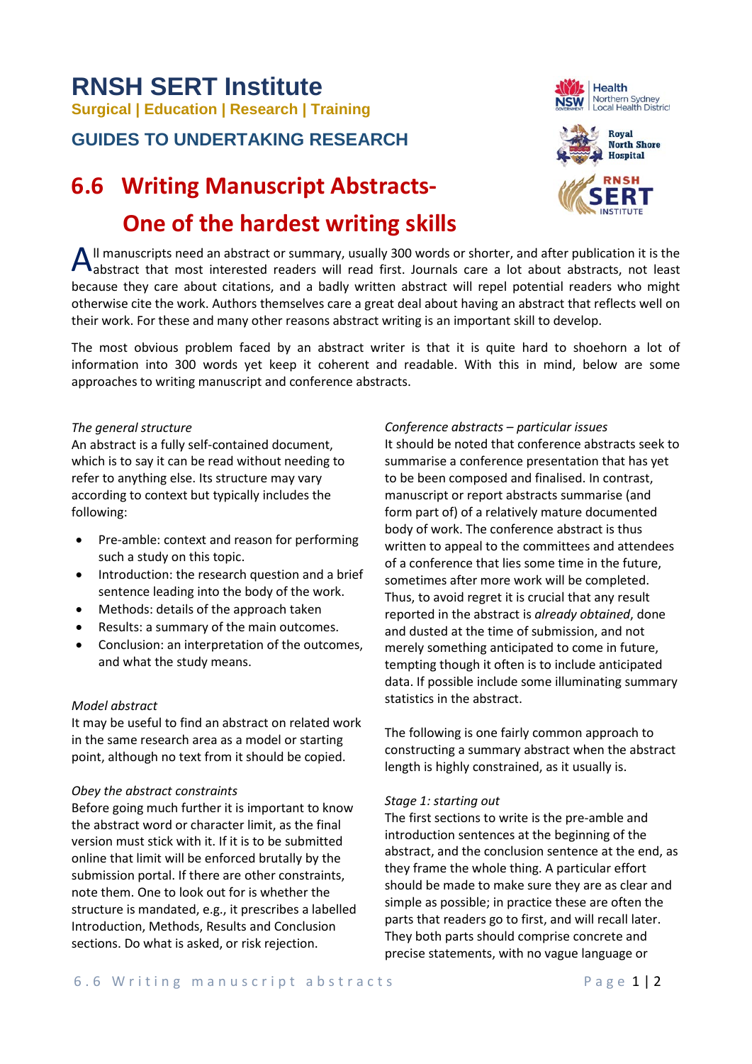# RNSH SERT Institute

**Surgical | Education | Research | Training**

## GUIDES TO UNDERTAKING RESEARCH

# 6.6 Writing Manuscript Abstracts- One of the hardest writing skills

All manuscripts need an abstract or summary, usually 300 words or shorter, and after publication it is the abstract that most interested readers will read first. Journals care a lot about abstracts, not least because they care about citations, and a badly written abstract will repel potential readers who might otherwise cite the work. Authors themselves care a great deal about having an abstract that reflects well on their work. For these and many other reasons abstract writing is an important skill to develop.

The most obvious problem faced by an abstract writer is that it is quite hard to shoehorn a lot of information into 300 words yet keep it coherent and readable. With this in mind, below are some approaches to writing manuscript and conference abstracts.

*The general structure*

An abstract is a fully self-contained document, which is to say it can be read without needing to refer to anything else. Its structure may vary according to context but typically includes the following:

- Pre-amble: context and reason for performing such a study on this topic.
- Introduction: the research question and a brief sentence leading into the body of the work.
- Methods: details of the approach taken
- Results: a summary of the main outcomes.
- Conclusion: an interpretation of the outcomes, and what the study means.

*Model abstract*

It may be useful to find an abstract on related work in the same research area as a model or starting point, although no text from it should be copied.

*Obey the abstract constraints*

Before going much further it is important to know the abstract word or character limit, as the final version must stick with it. If it is to be submitted online that limit will be enforced brutally by the submission portal. If there are other constraints, note them. One to look out for is whether the structure is mandated, e.g., it prescribes a labelled Introduction, Methods, Results and Conclusion sections. Do what is asked, or risk rejection.

*Conference abstracts – particular issues*

It should be noted that conference abstracts seek to summarise a conference presentation that has yet to be been composed and finalised. In contrast, manuscript or report abstracts summarise (and form part of) of a relatively mature documented body of work. The conference abstract is thus written to appeal to the committees and attendees of a conference that lies some time in the future, sometimes after more work will be completed. Thus, to avoid regret it is crucial that any result reported in the abstract is *already obtained*, done and dusted at the time of submission, and not merely something anticipated to come in future, tempting though it often is to include anticipated data. If possible include some illuminating summary statistics in the abstract.

The following is one fairly common approach to constructing a summary abstract when the abstract length is highly constrained, as it usually is.

*Stage 1: starting out*

The first sections to write is the pre-amble and introduction sentences at the beginning of the abstract, and the conclusion sentence at the end, as they frame the whole thing. A particular effort should be made to make sure they are as clear and simple as possible; in practice these are often the parts that readers go to first, and will recall later. They both parts should comprise concrete and precise statements, with no vague language or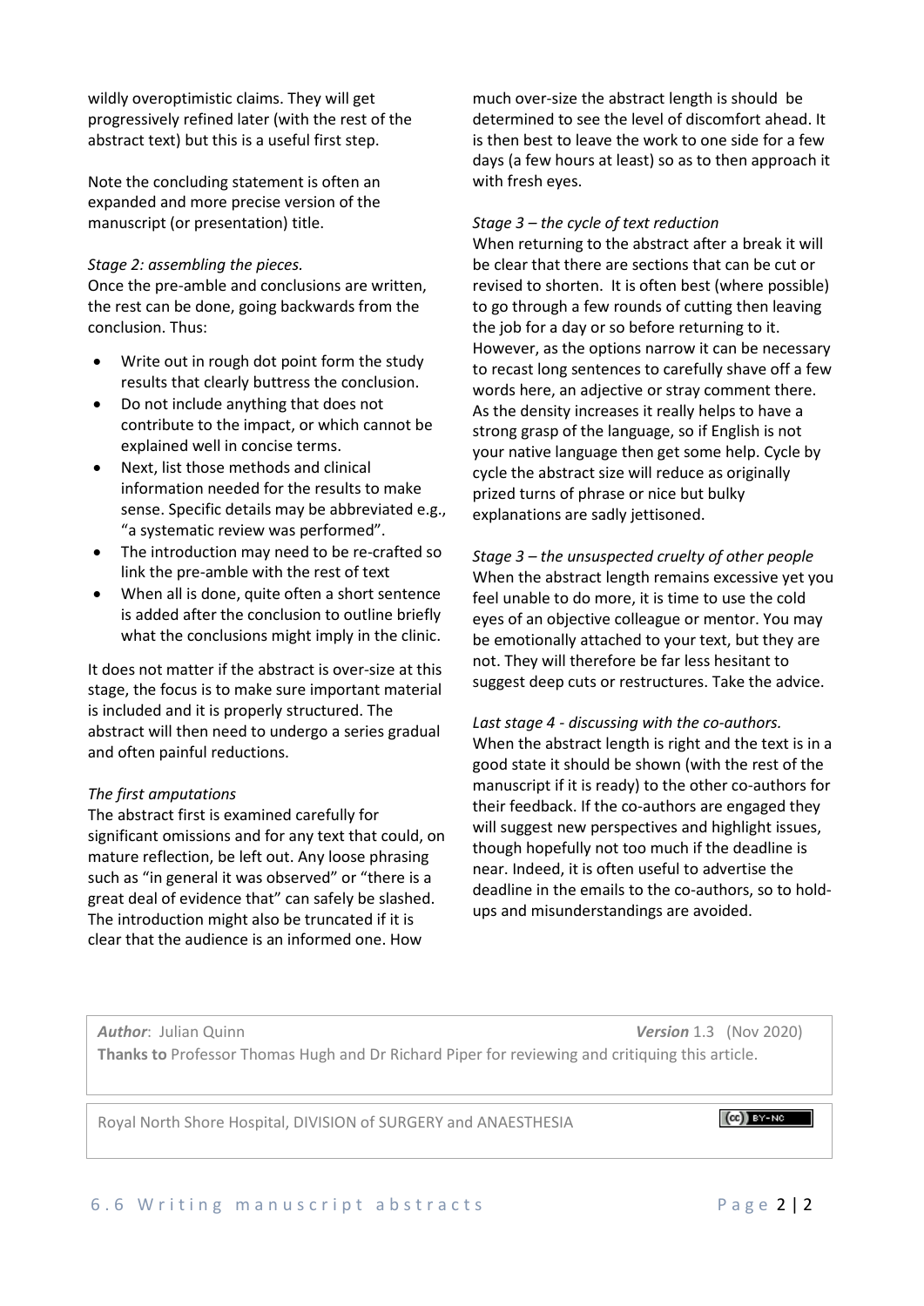wildly overoptimistic claims. They will get progressively refined later (with the rest of the abstract text) but this is a useful first step.

Note the concluding statement is often an expanded and more precise version of the manuscript (or presentation) title.

*Stage 2: assembling the pieces.*

Once the pre-amble and conclusions are written, the rest can be done, going backwards from the conclusion. Thus:

- Write out in rough dot point form the study results that clearly buttress the conclusion.
- Do not include anything that does not contribute to the impact, or which cannot be explained well in concise terms.
- Next, list those methods and clinical information needed for the results to make sense. Specific details may be abbreviated e.g., "a systematic review was performed".
- The introduction may need to be re-crafted so link the pre-amble with the rest of text
- When all is done, quite often a short sentence is added after the conclusion to outline briefly what the conclusions might imply in the clinic.

It does not matter if the abstract is over-size at this stage, the focus is to make sure important material is included and it is properly structured. The abstract will then need to undergo a series gradual and often painful reductions.

*The first amputations*

The abstract first is examined carefully for significant omissions and for any text that could, on mature reflection, be left out. Any loose phrasing such as "in general it was observed" or "there is a great deal of evidence that" can safely be slashed. The introduction might also be truncated if it is clear that the audience is an informed one. How much over-size the abstract length is should be determined to see the level of discomfort ahead. It is then best to leave the work to one side for a few days (a few hours at least) so as to then approach it with fresh eyes.

*Stage 3 – the cycle of text reduction*

When returning to the abstract after a break it will be clear that there are sections that can be cut or revised to shorten. It is often best (where possible) to go through a few rounds of cutting then leaving the job for a day or so before returning to it. However, as the options narrow it can be necessary to recast long sentences to carefully shave off a few words here, an adjective or stray comment there. As the density increases it really helps to have a strong grasp of the language, so if English is not your native language then get some help. Cycle by cycle the abstract size will reduce as originally prized turns of phrase or nice but bulky explanations are sadly jettisoned.

*Stage 3 – the unsuspected cruelty of other people*

When the abstract length remains excessive yet you feel unable to do more, it is time to use the cold eyes of an objective colleague or mentor. You may be emotionally attached to your text, but they are not. They will therefore be far less hesitant to suggest deep cuts or restructures. Take the advice.

*Last stage 4 - discussing with the co-authors.*

When the abstract length is right and the text is in a good state it should be shown (with the rest of the manuscript if it is ready) to the other co-authors for their feedback. If the co-authors are engaged they will suggest new perspectives and highlight issues, though hopefully not too much if the deadline is near. Indeed, it is often useful to advertise the deadline in the emails to the co-authors, so to hold-ups and misunderstandings are avoided.

***Author***: Julian Quinn ***Version*** 1.3 (Nov 2020)

**Thanks to** Professor Thomas Hugh and Dr Richard Piper for reviewing and critiquing this article.

Royal North Shore Hospital, DIVISION of SURGERY and ANAESTHESIA

(cc) BY-NC